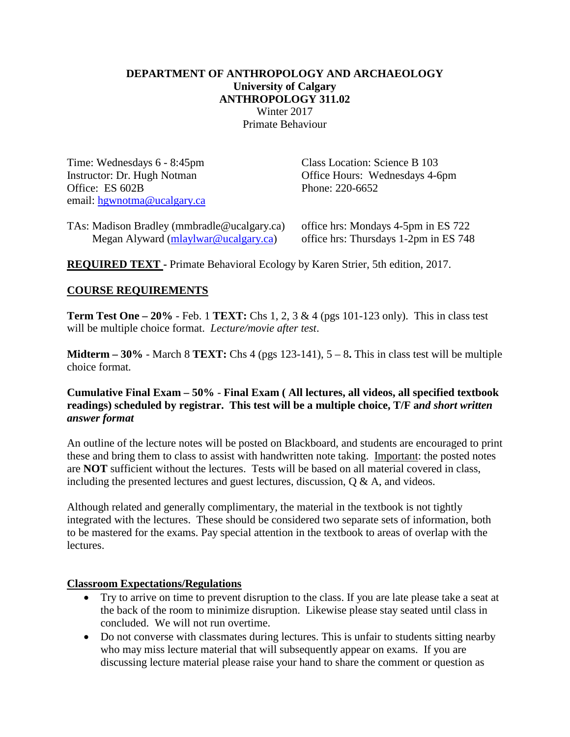**DEPARTMENT OF ANTHROPOLOGY AND ARCHAEOLOGY**
**University of Calgary**
**ANTHROPOLOGY 311.02**
Winter 2017
Primate Behaviour

Time: Wednesdays 6 - 8:45pm
Instructor: Dr. Hugh Notman
Office: ES 602B
email: hgwnotma@ucalgary.ca

Class Location: Science B 103
Office Hours: Wednesdays 4-6pm
Phone: 220-6652

TAs: Madison Bradley (mmbradle@ucalgary.ca) office hrs: Mondays 4-5pm in ES 722
Megan Alyward (mlaylwar@ucalgary.ca) office hrs: Thursdays 1-2pm in ES 748

**REQUIRED TEXT -** Primate Behavioral Ecology by Karen Strier, 5th edition, 2017.

## COURSE REQUIREMENTS

**Term Test One – 20%** - Feb. 1 **TEXT:** Chs 1, 2, 3 & 4 (pgs 101-123 only). This in class test will be multiple choice format. *Lecture/movie after test*.

**Midterm – 30%** - March 8 **TEXT:** Chs 4 (pgs 123-141), 5 – 8**.** This in class test will be multiple choice format.

**Cumulative Final Exam – 50%** - **Final Exam ( All lectures, all videos, all specified textbook readings) scheduled by registrar. This test will be a multiple choice, T/F a*nd short written answer format***

An outline of the lecture notes will be posted on Blackboard, and students are encouraged to print these and bring them to class to assist with handwritten note taking. Important: the posted notes are **NOT** sufficient without the lectures. Tests will be based on all material covered in class, including the presented lectures and guest lectures, discussion, Q & A, and videos.

Although related and generally complimentary, the material in the textbook is not tightly integrated with the lectures. These should be considered two separate sets of information, both to be mastered for the exams. Pay special attention in the textbook to areas of overlap with the lectures.

### Classroom Expectations/Regulations

- Try to arrive on time to prevent disruption to the class. If you are late please take a seat at the back of the room to minimize disruption. Likewise please stay seated until class in concluded. We will not run overtime.
- Do not converse with classmates during lectures. This is unfair to students sitting nearby who may miss lecture material that will subsequently appear on exams. If you are discussing lecture material please raise your hand to share the comment or question as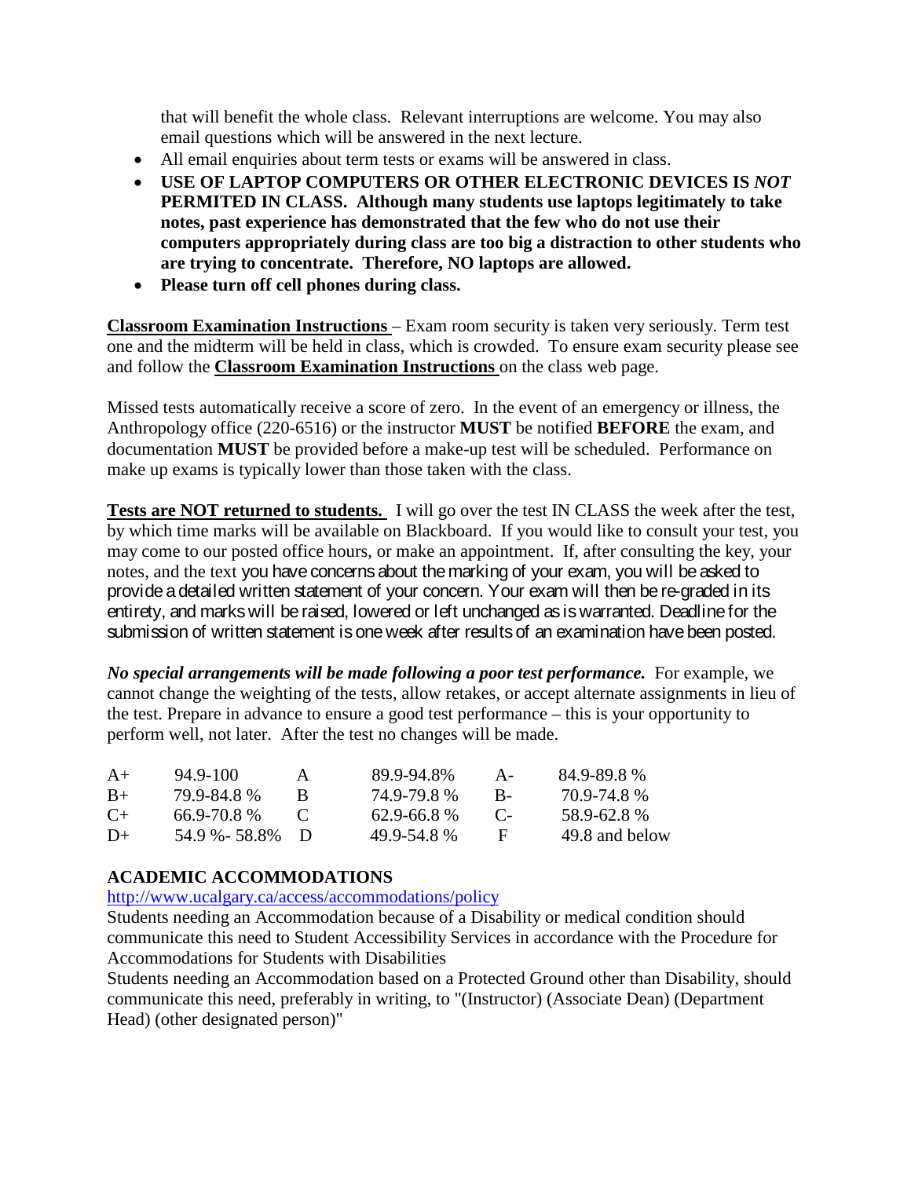that will benefit the whole class. Relevant interruptions are welcome. You may also email questions which will be answered in the next lecture.

- All email enquiries about term tests or exams will be answered in class.
- **USE OF LAPTOP COMPUTERS OR OTHER ELECTRONIC DEVICES IS *NOT* PERMITED IN CLASS. Although many students use laptops legitimately to take notes, past experience has demonstrated that the few who do not use their computers appropriately during class are too big a distraction to other students who are trying to concentrate. Therefore, NO laptops are allowed.**
- **Please turn off cell phones during class.**

**Classroom Examination Instructions** – Exam room security is taken very seriously. Term test one and the midterm will be held in class, which is crowded. To ensure exam security please see and follow the **Classroom Examination Instructions** on the class web page.

Missed tests automatically receive a score of zero. In the event of an emergency or illness, the Anthropology office (220-6516) or the instructor **MUST** be notified **BEFORE** the exam, and documentation **MUST** be provided before a make-up test will be scheduled. Performance on make up exams is typically lower than those taken with the class.

**Tests are NOT returned to students.** I will go over the test IN CLASS the week after the test, by which time marks will be available on Blackboard. If you would like to consult your test, you may come to our posted office hours, or make an appointment. If, after consulting the key, your notes, and the text you have concerns about the marking of your exam, you will be asked to provide a detailed written statement of your concern. Your exam will then be re-graded in its entirety, and marks will be raised, lowered or left unchanged as is warranted. Deadline for the submission of written statement is one week after results of an examination have been posted.

***No special arrangements will be made following a poor test performance.*** For example, we cannot change the weighting of the tests, allow retakes, or accept alternate assignments in lieu of the test. Prepare in advance to ensure a good test performance – this is your opportunity to perform well, not later. After the test no changes will be made.

| | | | | | |
|---|---|---|---|---|---|
| A+ | 94.9-100 | A | 89.9-94.8% | A- | 84.9-89.8 % |
| B+ | 79.9-84.8 % | B | 74.9-79.8 % | B- | 70.9-74.8 % |
| C+ | 66.9-70.8 % | C | 62.9-66.8 % | C- | 58.9-62.8 % |
| D+ | 54.9 %- 58.8% | D | 49.9-54.8 % | F | 49.8 and below |

## ACADEMIC ACCOMMODATIONS

http://www.ucalgary.ca/access/accommodations/policy

Students needing an Accommodation because of a Disability or medical condition should communicate this need to Student Accessibility Services in accordance with the Procedure for Accommodations for Students with Disabilities

Students needing an Accommodation based on a Protected Ground other than Disability, should communicate this need, preferably in writing, to "(Instructor) (Associate Dean) (Department Head) (other designated person)"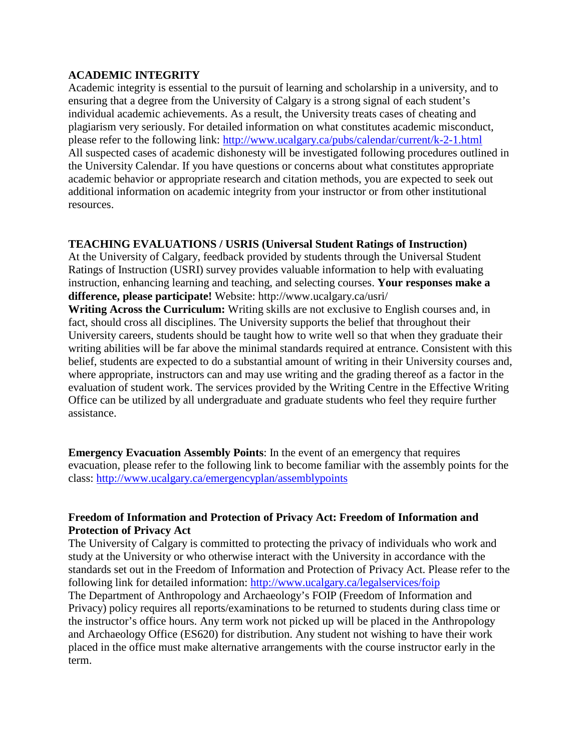**ACADEMIC INTEGRITY**

Academic integrity is essential to the pursuit of learning and scholarship in a university, and to ensuring that a degree from the University of Calgary is a strong signal of each student's individual academic achievements. As a result, the University treats cases of cheating and plagiarism very seriously. For detailed information on what constitutes academic misconduct, please refer to the following link: http://www.ucalgary.ca/pubs/calendar/current/k-2-1.html

All suspected cases of academic dishonesty will be investigated following procedures outlined in the University Calendar. If you have questions or concerns about what constitutes appropriate academic behavior or appropriate research and citation methods, you are expected to seek out additional information on academic integrity from your instructor or from other institutional resources.

**TEACHING EVALUATIONS / USRIS (Universal Student Ratings of Instruction)**

At the University of Calgary, feedback provided by students through the Universal Student Ratings of Instruction (USRI) survey provides valuable information to help with evaluating instruction, enhancing learning and teaching, and selecting courses. **Your responses make a difference, please participate!** Website: http://www.ucalgary.ca/usri/

**Writing Across the Curriculum:** Writing skills are not exclusive to English courses and, in fact, should cross all disciplines. The University supports the belief that throughout their University careers, students should be taught how to write well so that when they graduate their writing abilities will be far above the minimal standards required at entrance. Consistent with this belief, students are expected to do a substantial amount of writing in their University courses and, where appropriate, instructors can and may use writing and the grading thereof as a factor in the evaluation of student work. The services provided by the Writing Centre in the Effective Writing Office can be utilized by all undergraduate and graduate students who feel they require further assistance.

**Emergency Evacuation Assembly Points**: In the event of an emergency that requires evacuation, please refer to the following link to become familiar with the assembly points for the class: http://www.ucalgary.ca/emergencyplan/assemblypoints

**Freedom of Information and Protection of Privacy Act: Freedom of Information and Protection of Privacy Act**

The University of Calgary is committed to protecting the privacy of individuals who work and study at the University or who otherwise interact with the University in accordance with the standards set out in the Freedom of Information and Protection of Privacy Act. Please refer to the following link for detailed information: http://www.ucalgary.ca/legalservices/foip

The Department of Anthropology and Archaeology's FOIP (Freedom of Information and Privacy) policy requires all reports/examinations to be returned to students during class time or the instructor's office hours. Any term work not picked up will be placed in the Anthropology and Archaeology Office (ES620) for distribution. Any student not wishing to have their work placed in the office must make alternative arrangements with the course instructor early in the term.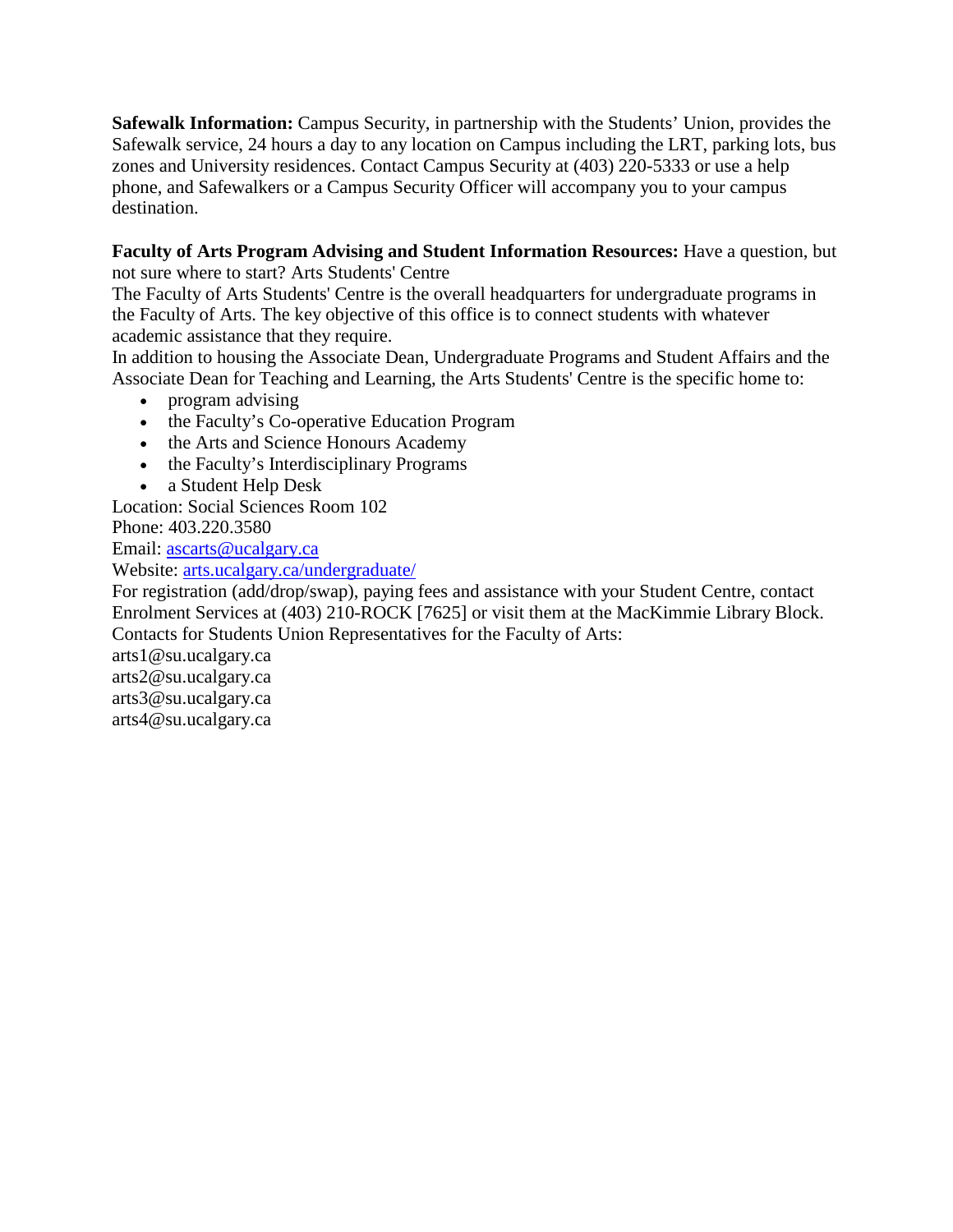**Safewalk Information:** Campus Security, in partnership with the Students' Union, provides the Safewalk service, 24 hours a day to any location on Campus including the LRT, parking lots, bus zones and University residences. Contact Campus Security at (403) 220-5333 or use a help phone, and Safewalkers or a Campus Security Officer will accompany you to your campus destination.

**Faculty of Arts Program Advising and Student Information Resources:** Have a question, but not sure where to start? Arts Students' Centre

The Faculty of Arts Students' Centre is the overall headquarters for undergraduate programs in the Faculty of Arts. The key objective of this office is to connect students with whatever academic assistance that they require.

In addition to housing the Associate Dean, Undergraduate Programs and Student Affairs and the Associate Dean for Teaching and Learning, the Arts Students' Centre is the specific home to:

- program advising
- the Faculty's Co-operative Education Program
- the Arts and Science Honours Academy
- the Faculty's Interdisciplinary Programs
- a Student Help Desk

Location: Social Sciences Room 102
Phone: 403.220.3580
Email: [ascarts@ucalgary.ca](mailto:ascarts@ucalgary.ca)
Website: [arts.ucalgary.ca/undergraduate/](arts.ucalgary.ca/undergraduate/)

For registration (add/drop/swap), paying fees and assistance with your Student Centre, contact Enrolment Services at (403) 210-ROCK [7625] or visit them at the MacKimmie Library Block.

Contacts for Students Union Representatives for the Faculty of Arts:
arts1@su.ucalgary.ca
arts2@su.ucalgary.ca
arts3@su.ucalgary.ca
arts4@su.ucalgary.ca